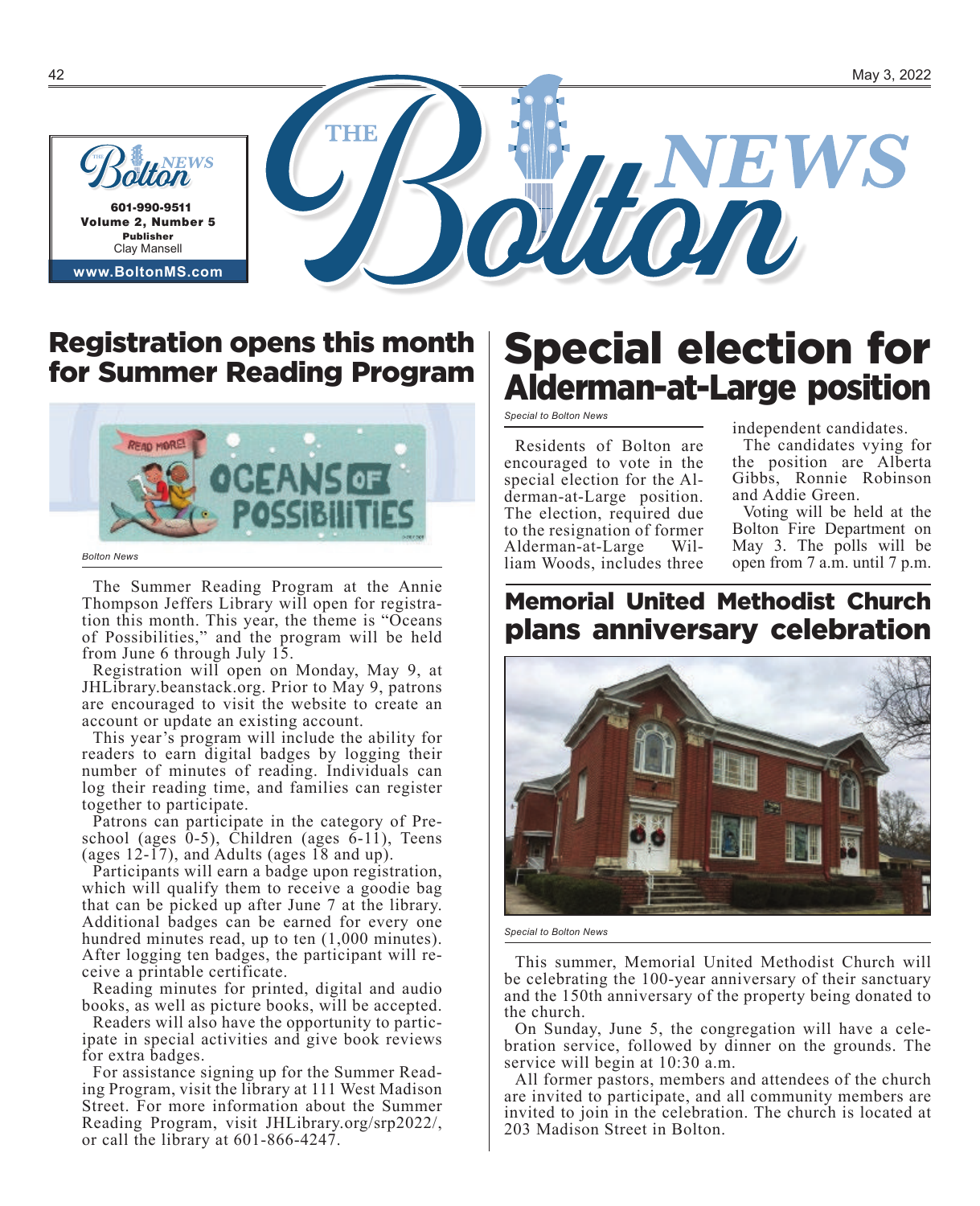# The Bolton News

601-990-9511
Volume 2, Number 5
**Publisher**
Clay Mansell
www.BoltonMS.com

## Registration opens this month for Summer Reading Program

*Bolton News*

The Summer Reading Program at the Annie Thompson Jeffers Library will open for registration this month. This year, the theme is "Oceans of Possibilities," and the program will be held from June 6 through July 15.

Registration will open on Monday, May 9, at JHLibrary.beanstack.org. Prior to May 9, patrons are encouraged to visit the website to create an account or update an existing account.

This year's program will include the ability for readers to earn digital badges by logging their number of minutes of reading. Individuals can log their reading time, and families can register together to participate.

Patrons can participate in the category of Preschool (ages 0-5), Children (ages 6-11), Teens (ages 12-17), and Adults (ages 18 and up).

Participants will earn a badge upon registration, which will qualify them to receive a goodie bag that can be picked up after June 7 at the library. Additional badges can be earned for every one hundred minutes read, up to ten (1,000 minutes). After logging ten badges, the participant will receive a printable certificate.

Reading minutes for printed, digital and audio books, as well as picture books, will be accepted.

Readers will also have the opportunity to participate in special activities and give book reviews for extra badges.

For assistance signing up for the Summer Reading Program, visit the library at 111 West Madison Street. For more information about the Summer Reading Program, visit JHLibrary.org/srp2022/, or call the library at 601-866-4247.

# Special election for Alderman-at-Large position

*Special to Bolton News*

Residents of Bolton are encouraged to vote in the special election for the Alderman-at-Large position. The election, required due to the resignation of former Alderman-at-Large William Woods, includes three independent candidates.

The candidates vying for the position are Alberta Gibbs, Ronnie Robinson and Addie Green.

Voting will be held at the Bolton Fire Department on May 3. The polls will be open from 7 a.m. until 7 p.m.

## Memorial United Methodist Church plans anniversary celebration

*Special to Bolton News*

This summer, Memorial United Methodist Church will be celebrating the 100-year anniversary of their sanctuary and the 150th anniversary of the property being donated to the church.

On Sunday, June 5, the congregation will have a celebration service, followed by dinner on the grounds. The service will begin at 10:30 a.m.

All former pastors, members and attendees of the church are invited to participate, and all community members are invited to join in the celebration. The church is located at 203 Madison Street in Bolton.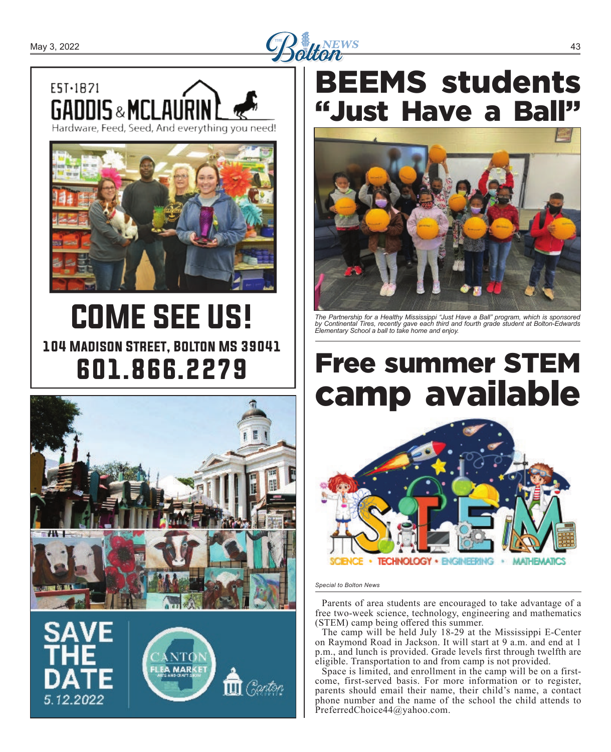EST·1871

GADDIS & MCLAURIN

Hardware, Feed, Seed, And everything you need!

# COME SEE US!

**104 MADISON STREET, BOLTON MS 39041**

**601.866.2279**

SAVE THE DATE 5.12.2022

CANTON FLEA MARKET ARTS AND CRAFT SHOW

Canton

# BEEMS students "Just Have a Ball"

*The Partnership for a Healthy Mississippi "Just Have a Ball" program, which is sponsored by Continental Tires, recently gave each third and fourth grade student at Bolton-Edwards Elementary School a ball to take home and enjoy.*

# Free summer STEM camp available

SCIENCE • TECHNOLOGY • ENGINEERING • MATHEMATICS

*Special to Bolton News*

Parents of area students are encouraged to take advantage of a free two-week science, technology, engineering and mathematics (STEM) camp being offered this summer.

The camp will be held July 18-29 at the Mississippi E-Center on Raymond Road in Jackson. It will start at 9 a.m. and end at 1 p.m., and lunch is provided. Grade levels first through twelfth are eligible. Transportation to and from camp is not provided.

Space is limited, and enrollment in the camp will be on a first-come, first-served basis. For more information or to register, parents should email their name, their child's name, a contact phone number and the name of the school the child attends to PreferredChoice44@yahoo.com.